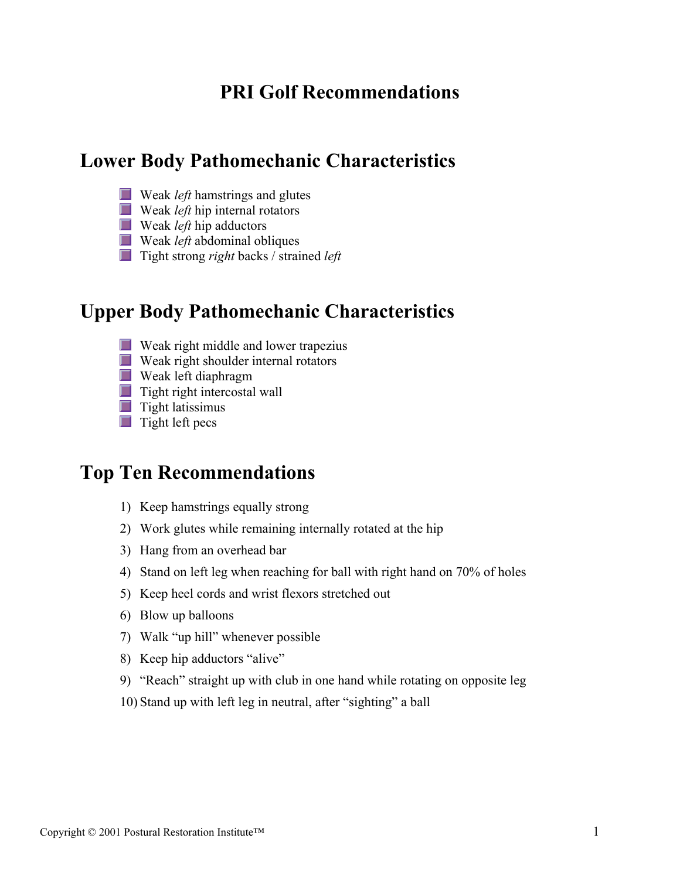# PRI Golf Recommendations

## Lower Body Pathomechanic Characteristics

- Weak *left* hamstrings and glutes
- Weak *left* hip internal rotators
- Weak *left* hip adductors
- Weak *left* abdominal obliques
- Tight strong *right* backs / strained *left*

## Upper Body Pathomechanic Characteristics

- Weak right middle and lower trapezius
- Weak right shoulder internal rotators
- Weak left diaphragm
- Tight right intercostal wall
- Tight latissimus
- Tight left pecs

## Top Ten Recommendations

1) Keep hamstrings equally strong
2) Work glutes while remaining internally rotated at the hip
3) Hang from an overhead bar
4) Stand on left leg when reaching for ball with right hand on 70% of holes
5) Keep heel cords and wrist flexors stretched out
6) Blow up balloons
7) Walk "up hill" whenever possible
8) Keep hip adductors "alive"
9) "Reach" straight up with club in one hand while rotating on opposite leg
10) Stand up with left leg in neutral, after "sighting" a ball

Copyright © 2001 Postural Restoration Institute™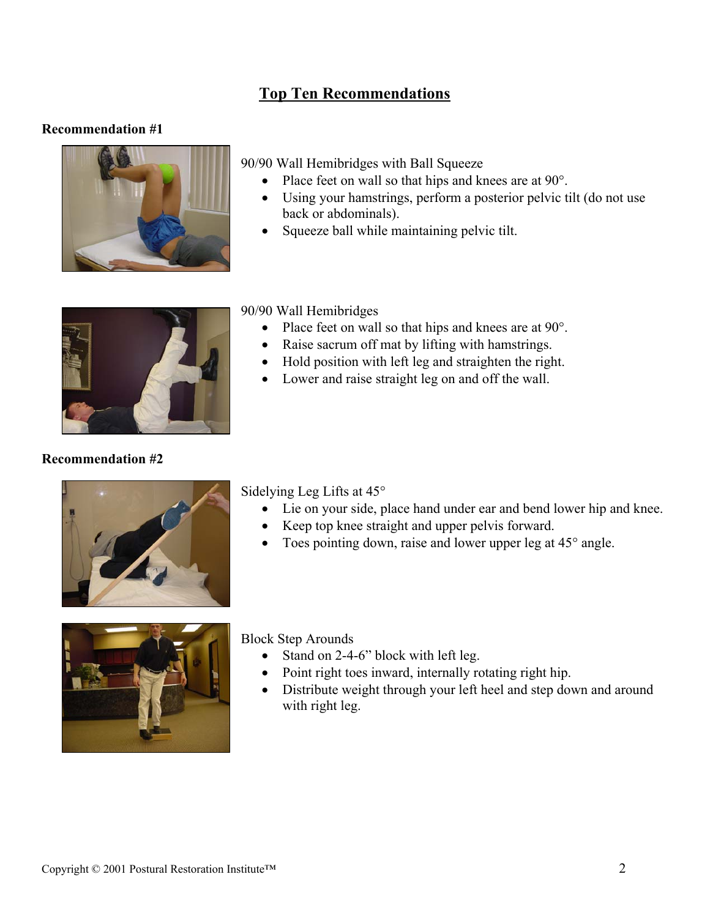## Top Ten Recommendations

**Recommendation #1**

90/90 Wall Hemibridges with Ball Squeeze

- Place feet on wall so that hips and knees are at 90°.
- Using your hamstrings, perform a posterior pelvic tilt (do not use back or abdominals).
- Squeeze ball while maintaining pelvic tilt.

90/90 Wall Hemibridges

- Place feet on wall so that hips and knees are at 90°.
- Raise sacrum off mat by lifting with hamstrings.
- Hold position with left leg and straighten the right.
- Lower and raise straight leg on and off the wall.

**Recommendation #2**

Sidelying Leg Lifts at 45°

- Lie on your side, place hand under ear and bend lower hip and knee.
- Keep top knee straight and upper pelvis forward.
- Toes pointing down, raise and lower upper leg at 45° angle.

Block Step Arounds

- Stand on 2-4-6" block with left leg.
- Point right toes inward, internally rotating right hip.
- Distribute weight through your left heel and step down and around with right leg.

Copyright © 2001 Postural Restoration Institute™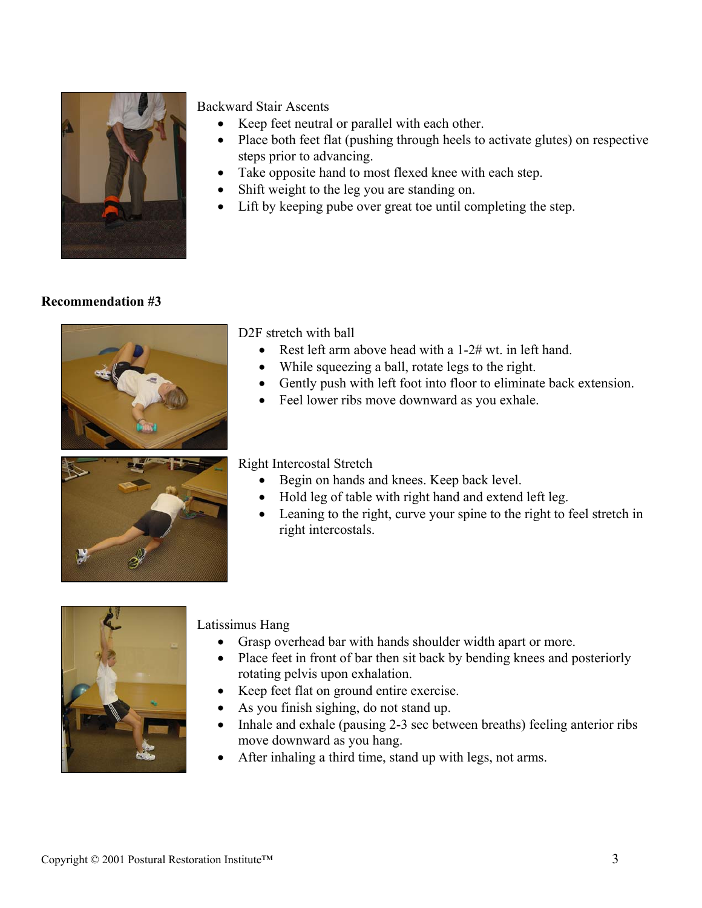Backward Stair Ascents

- Keep feet neutral or parallel with each other.
- Place both feet flat (pushing through heels to activate glutes) on respective steps prior to advancing.
- Take opposite hand to most flexed knee with each step.
- Shift weight to the leg you are standing on.
- Lift by keeping pube over great toe until completing the step.

**Recommendation #3**

D2F stretch with ball

- Rest left arm above head with a 1-2# wt. in left hand.
- While squeezing a ball, rotate legs to the right.
- Gently push with left foot into floor to eliminate back extension.
- Feel lower ribs move downward as you exhale.

Right Intercostal Stretch

- Begin on hands and knees. Keep back level.
- Hold leg of table with right hand and extend left leg.
- Leaning to the right, curve your spine to the right to feel stretch in right intercostals.

Latissimus Hang

- Grasp overhead bar with hands shoulder width apart or more.
- Place feet in front of bar then sit back by bending knees and posteriorly rotating pelvis upon exhalation.
- Keep feet flat on ground entire exercise.
- As you finish sighing, do not stand up.
- Inhale and exhale (pausing 2-3 sec between breaths) feeling anterior ribs move downward as you hang.
- After inhaling a third time, stand up with legs, not arms.

Copyright © 2001 Postural Restoration Institute™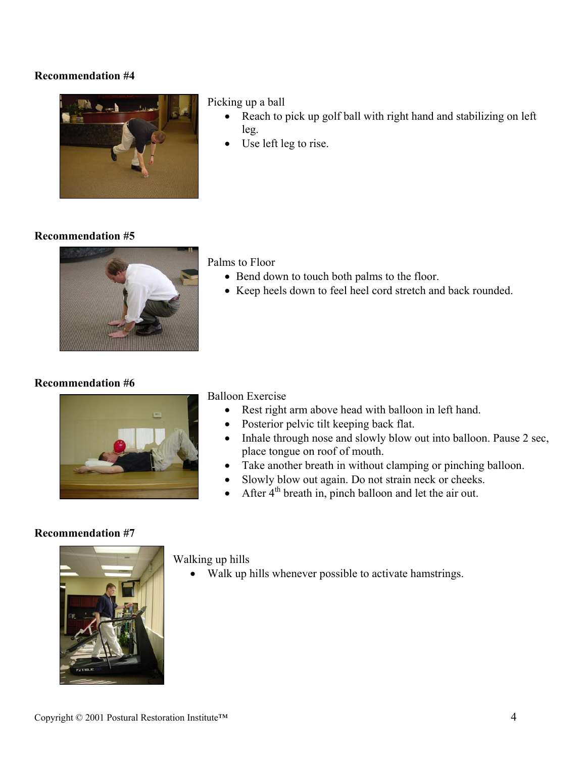**Recommendation #4**

Picking up a ball

- Reach to pick up golf ball with right hand and stabilizing on left leg.
- Use left leg to rise.

**Recommendation #5**

Palms to Floor

- Bend down to touch both palms to the floor.
- Keep heels down to feel heel cord stretch and back rounded.

**Recommendation #6**

Balloon Exercise

- Rest right arm above head with balloon in left hand.
- Posterior pelvic tilt keeping back flat.
- Inhale through nose and slowly blow out into balloon. Pause 2 sec, place tongue on roof of mouth.
- Take another breath in without clamping or pinching balloon.
- Slowly blow out again. Do not strain neck or cheeks.
- After 4th breath in, pinch balloon and let the air out.

**Recommendation #7**

Walking up hills

- Walk up hills whenever possible to activate hamstrings.

Copyright © 2001 Postural Restoration Institute™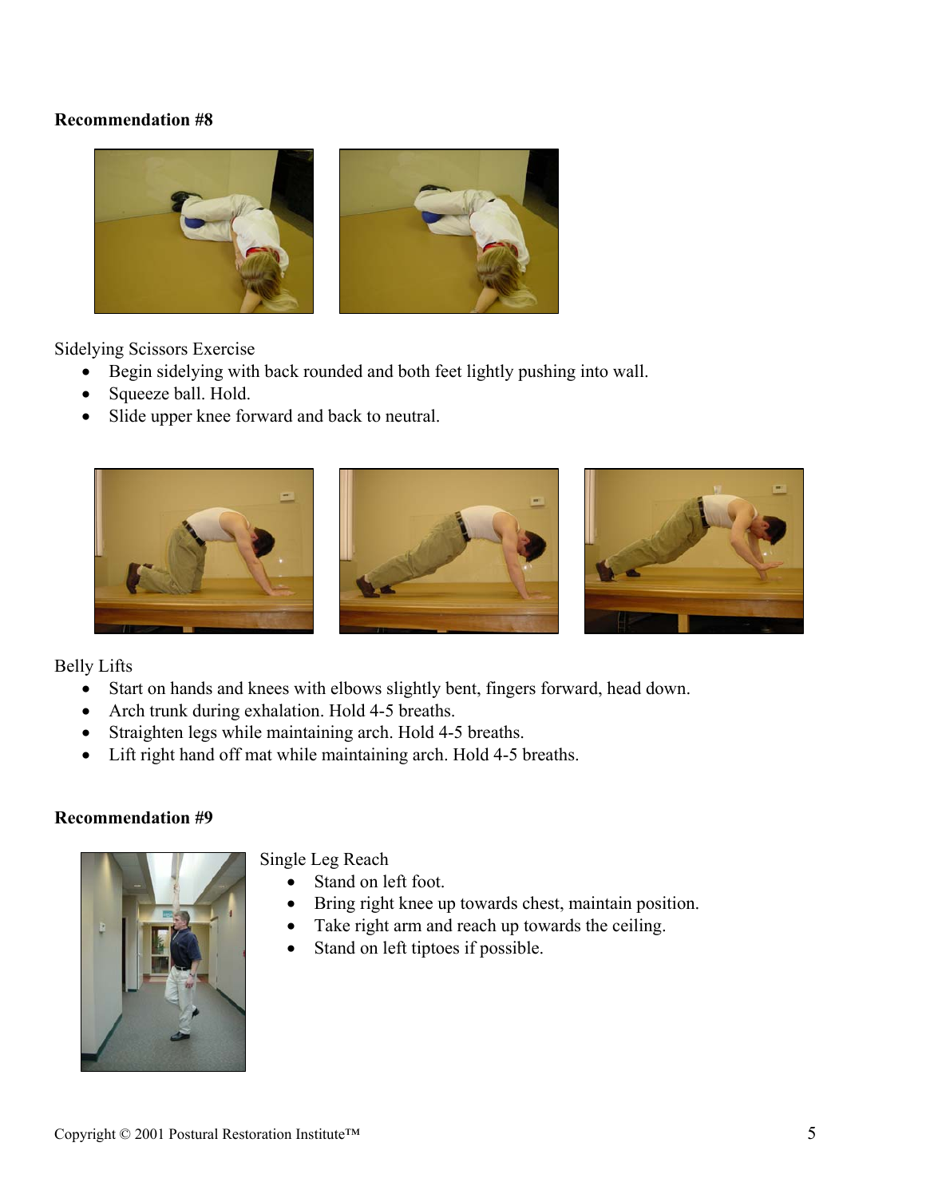**Recommendation #8**

Sidelying Scissors Exercise

- Begin sidelying with back rounded and both feet lightly pushing into wall.
- Squeeze ball. Hold.
- Slide upper knee forward and back to neutral.

Belly Lifts

- Start on hands and knees with elbows slightly bent, fingers forward, head down.
- Arch trunk during exhalation. Hold 4-5 breaths.
- Straighten legs while maintaining arch. Hold 4-5 breaths.
- Lift right hand off mat while maintaining arch. Hold 4-5 breaths.

**Recommendation #9**

Single Leg Reach

- Stand on left foot.
- Bring right knee up towards chest, maintain position.
- Take right arm and reach up towards the ceiling.
- Stand on left tiptoes if possible.

Copyright © 2001 Postural Restoration Institute™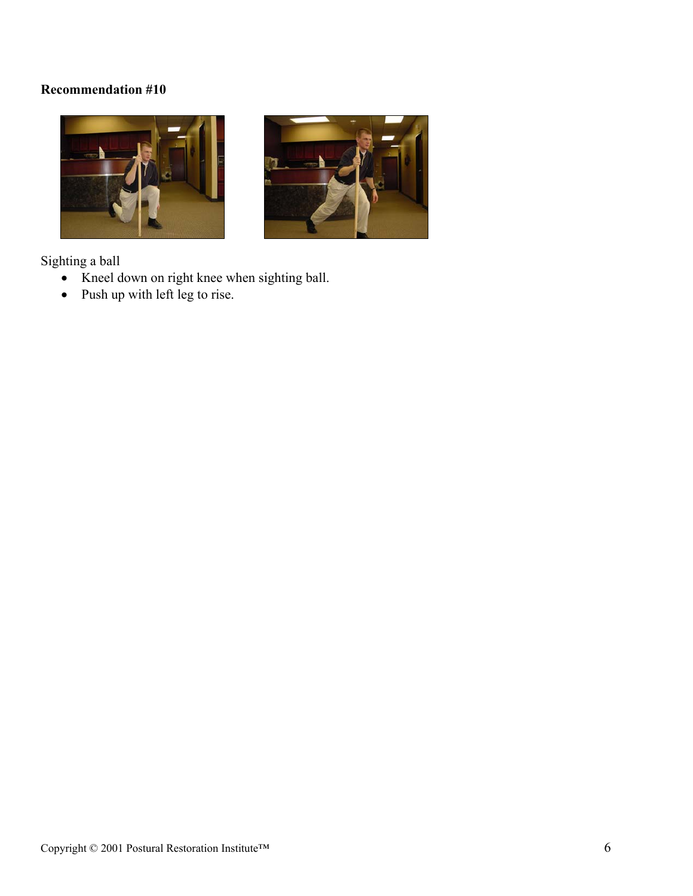**Recommendation #10**

Sighting a ball

- Kneel down on right knee when sighting ball.
- Push up with left leg to rise.

Copyright © 2001 Postural Restoration Institute™